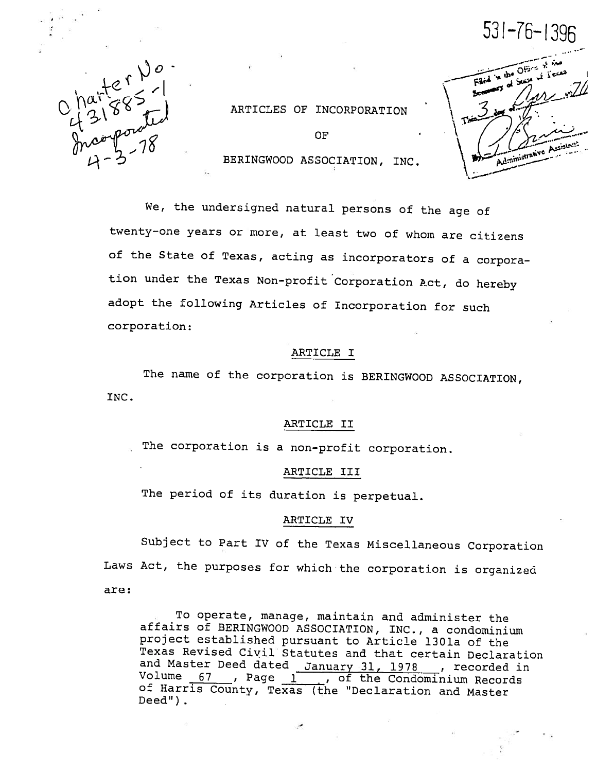531-76-1396

Charter No. 431885-1 Incorporated 4-3-78

Filed in the Office of the Secretary of State of Texas This 3 day of Apr 1978 Administrative Assistant

# ARTICLES OF INCORPORATION

# OF

# BERINGWOOD ASSOCIATION, INC.

We, the undersigned natural persons of the age of twenty-one years or more, at least two of whom are citizens of the State of Texas, acting as incorporators of a corporation under the Texas Non-profit Corporation Act, do hereby adopt the following Articles of Incorporation for such corporation:

## ARTICLE I

The name of the corporation is BERINGWOOD ASSOCIATION, INC.

## ARTICLE II

The corporation is a non-profit corporation.

## ARTICLE III

The period of its duration is perpetual.

## ARTICLE IV

Subject to Part IV of the Texas Miscellaneous Corporation Laws Act, the purposes for which the corporation is organized are:

> To operate, manage, maintain and administer the affairs of BERINGWOOD ASSOCIATION, INC., a condominium project established pursuant to Article 1301a of the Texas Revised Civil Statutes and that certain Declaration and Master Deed dated January 31, 1978, recorded in Volume 67, Page 1, of the Condominium Records of Harris County, Texas (the "Declaration and Master Deed").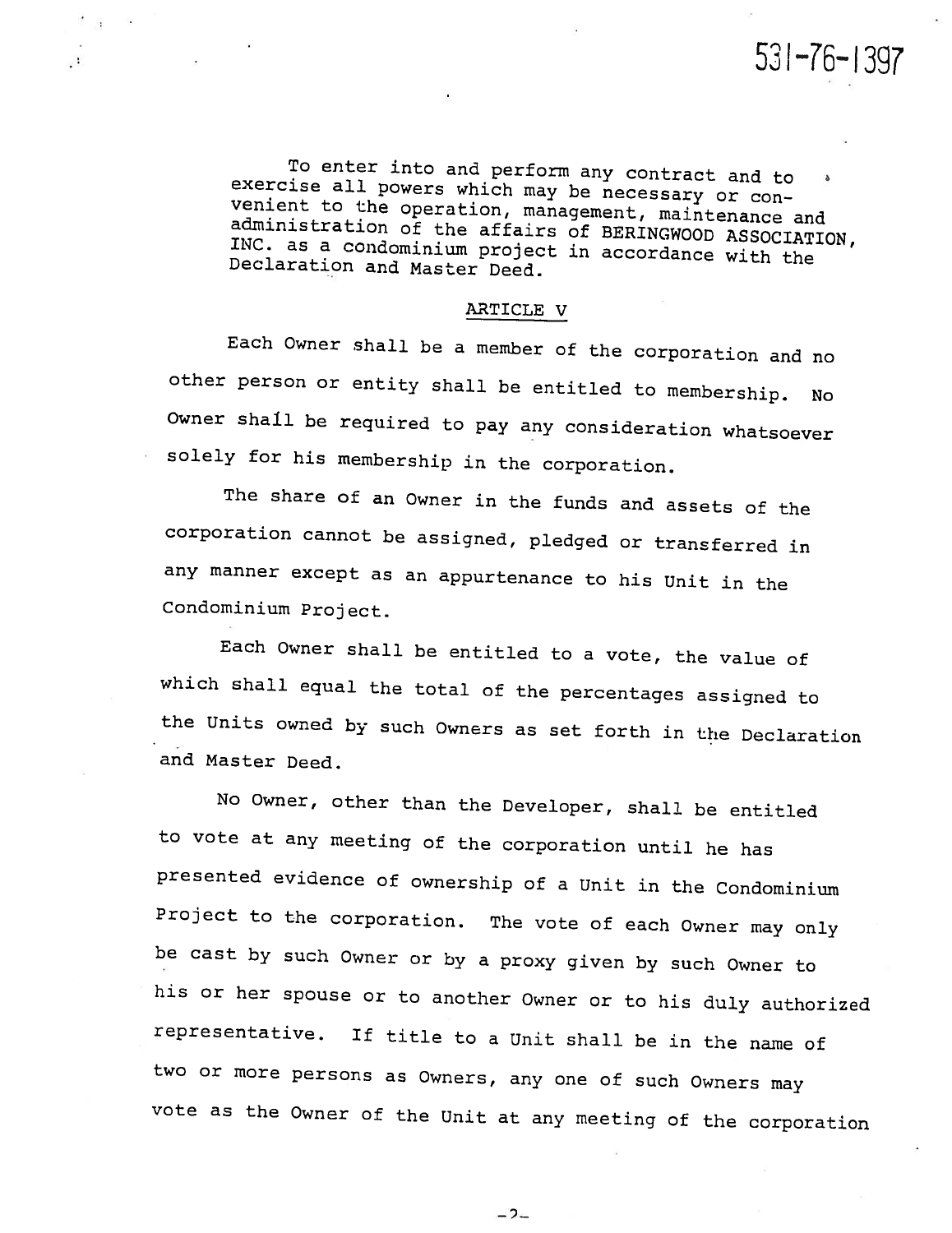To enter into and perform any contract and to exercise all powers which may be necessary or convenient to the operation, management, maintenance and administration of the affairs of BERINGWOOD ASSOCIATION, INC. as a condominium project in accordance with the Declaration and Master Deed.

## ARTICLE V

Each Owner shall be a member of the corporation and no other person or entity shall be entitled to membership. No Owner shall be required to pay any consideration whatsoever solely for his membership in the corporation.

The share of an Owner in the funds and assets of the corporation cannot be assigned, pledged or transferred in any manner except as an appurtenance to his Unit in the Condominium Project.

Each Owner shall be entitled to a vote, the value of which shall equal the total of the percentages assigned to the Units owned by such Owners as set forth in the Declaration and Master Deed.

No Owner, other than the Developer, shall be entitled to vote at any meeting of the corporation until he has presented evidence of ownership of a Unit in the Condominium Project to the corporation. The vote of each Owner may only be cast by such Owner or by a proxy given by such Owner to his or her spouse or to another Owner or to his duly authorized representative. If title to a Unit shall be in the name of two or more persons as Owners, any one of such Owners may vote as the Owner of the Unit at any meeting of the corporation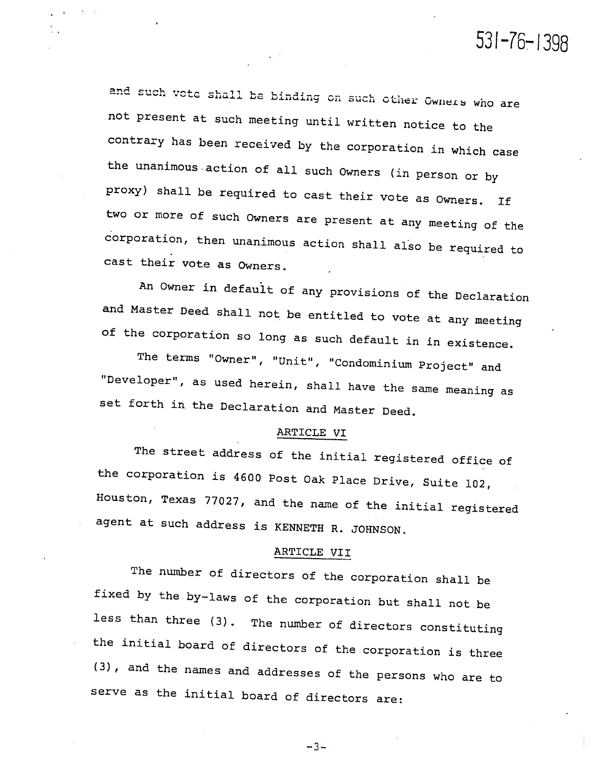and such vote shall be binding on such other Owners who are not present at such meeting until written notice to the contrary has been received by the corporation in which case the unanimous action of all such Owners (in person or by proxy) shall be required to cast their vote as Owners. If two or more of such Owners are present at any meeting of the corporation, then unanimous action shall also be required to cast their vote as Owners.

An Owner in default of any provisions of the Declaration and Master Deed shall not be entitled to vote at any meeting of the corporation so long as such default in in existence.

The terms "Owner", "Unit", "Condominium Project" and "Developer", as used herein, shall have the same meaning as set forth in the Declaration and Master Deed.

## ARTICLE VI

The street address of the initial registered office of the corporation is 4600 Post Oak Place Drive, Suite 102, Houston, Texas 77027, and the name of the initial registered agent at such address is KENNETH R. JOHNSON.

## ARTICLE VII

The number of directors of the corporation shall be fixed by the by-laws of the corporation but shall not be less than three (3). The number of directors constituting the initial board of directors of the corporation is three (3), and the names and addresses of the persons who are to serve as the initial board of directors are: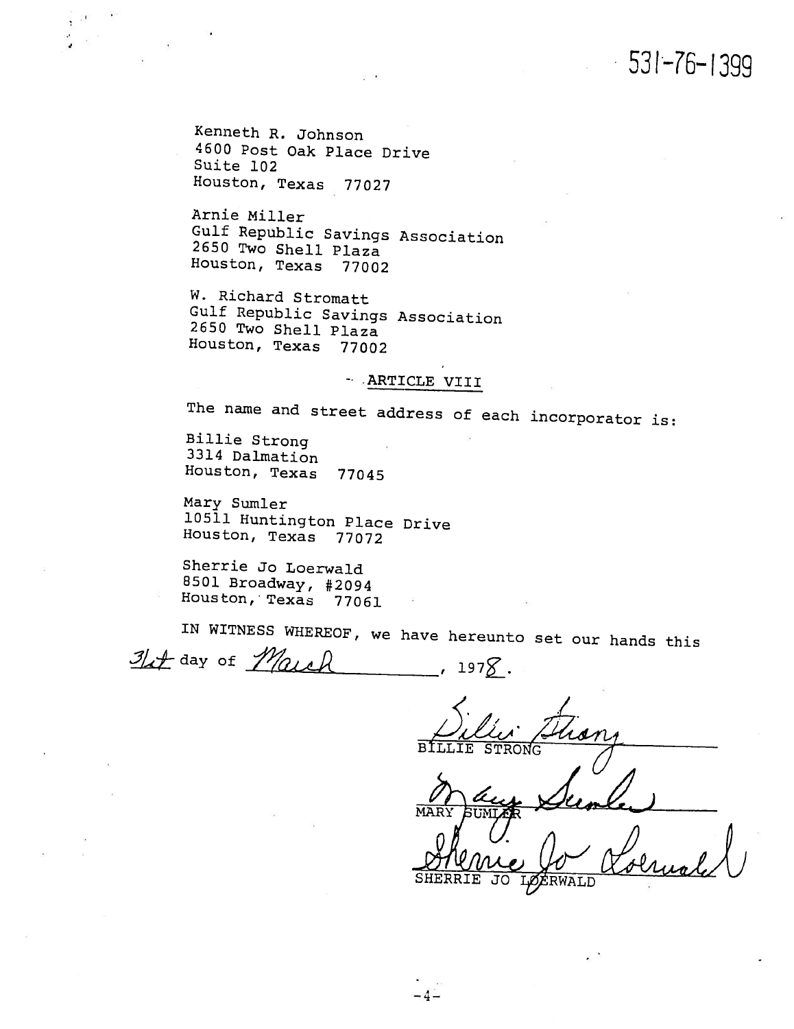531-76-1399

Kenneth R. Johnson
4600 Post Oak Place Drive
Suite 102
Houston, Texas 77027

Arnie Miller
Gulf Republic Savings Association
2650 Two Shell Plaza
Houston, Texas 77002

W. Richard Stromatt
Gulf Republic Savings Association
2650 Two Shell Plaza
Houston, Texas 77002

## ARTICLE VIII

The name and street address of each incorporator is:

Billie Strong
3314 Dalmation
Houston, Texas 77045

Mary Sumler
10511 Huntington Place Drive
Houston, Texas 77072

Sherrie Jo Loerwald
8501 Broadway, #2094
Houston, Texas 77061

IN WITNESS WHEREOF, we have hereunto set our hands this 31st day of March, 1978.

Billie Strong
BILLIE STRONG

Mary Sumler
MARY SUMLER

Sherrie Jo Loerwald
SHERRIE JO LOERWALD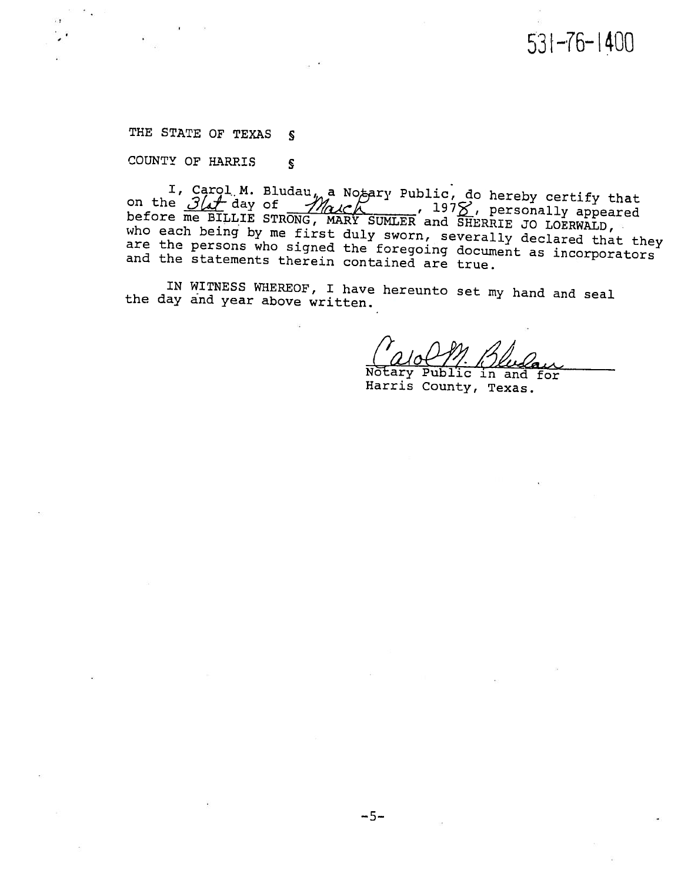531-76-1400

THE STATE OF TEXAS §

COUNTY OF HARRIS §

I, Carol M. Bludau, a Notary Public, do hereby certify that on the 31st day of March, 1978, personally appeared before me BILLIE STRONG, MARY SUMLER and SHERRIE JO LOERWALD, who each being by me first duly sworn, severally declared that they are the persons who signed the foregoing document as incorporators and the statements therein contained are true.

IN WITNESS WHEREOF, I have hereunto set my hand and seal the day and year above written.

Carol M. Bludau
Notary Public in and for
Harris County, Texas.